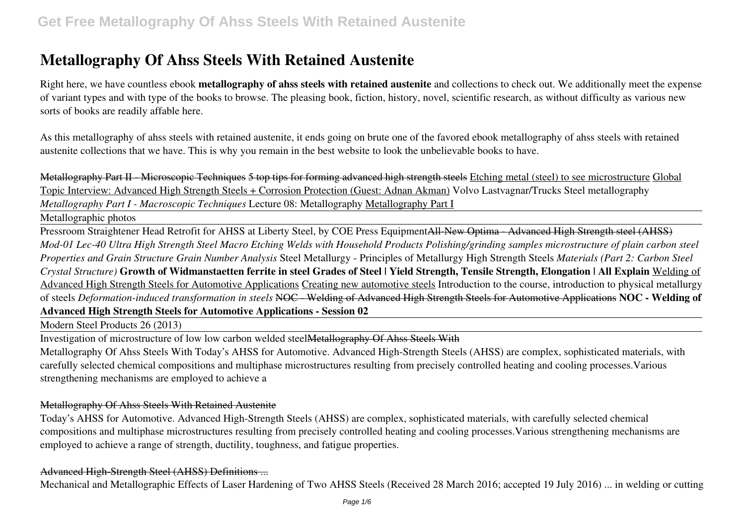# Metallography Of Ahss Steels With Retained Austenite

Right here, we have countless ebook **metallography of ahss steels with retained austenite** and collections to check out. We additionally meet the expense of variant types and with type of the books to browse. The pleasing book, fiction, history, novel, scientific research, as without difficulty as various new sorts of books are readily affable here.

As this metallography of ahss steels with retained austenite, it ends going on brute one of the favored ebook metallography of ahss steels with retained austenite collections that we have. This is why you remain in the best website to look the unbelievable books to have.

~~Metallography Part II - Microscopic Techniques~~ ~~5 top tips for forming advanced high strength steels~~ Etching metal (steel) to see microstructure Global Topic Interview: Advanced High Strength Steels + Corrosion Protection (Guest: Adnan Akman) Volvo Lastvagnar/Trucks Steel metallography *Metallography Part I - Macroscopic Techniques* Lecture 08: Metallography Metallography Part I

Metallographic photos

Pressroom Straightener Head Retrofit for AHSS at Liberty Steel, by COE Press Equipment~~All-New Optima - Advanced High Strength steel (AHSS)~~ *Mod-01 Lec-40 Ultra High Strength Steel Macro Etching Welds with Household Products Polishing/grinding samples microstructure of plain carbon steel Properties and Grain Structure Grain Number Analysis* Steel Metallurgy - Principles of Metallurgy High Strength Steels *Materials (Part 2: Carbon Steel Crystal Structure)* **Growth of Widmanstaetten ferrite in steel Grades of Steel | Yield Strength, Tensile Strength, Elongation | All Explain** Welding of Advanced High Strength Steels for Automotive Applications Creating new automotive steels Introduction to the course, introduction to physical metallurgy of steels *Deformation-induced transformation in steels* ~~NOC - Welding of Advanced High Strength Steels for Automotive Applications~~ **NOC - Welding of Advanced High Strength Steels for Automotive Applications - Session 02**

Modern Steel Products 26 (2013)

Investigation of microstructure of low low carbon welded steel~~Metallography Of Ahss Steels With~~

Metallography Of Ahss Steels With Today's AHSS for Automotive. Advanced High-Strength Steels (AHSS) are complex, sophisticated materials, with carefully selected chemical compositions and multiphase microstructures resulting from precisely controlled heating and cooling processes.Various strengthening mechanisms are employed to achieve a

## Metallography Of Ahss Steels With Retained Austenite

Today's AHSS for Automotive. Advanced High-Strength Steels (AHSS) are complex, sophisticated materials, with carefully selected chemical compositions and multiphase microstructures resulting from precisely controlled heating and cooling processes.Various strengthening mechanisms are employed to achieve a range of strength, ductility, toughness, and fatigue properties.

## Advanced High-Strength Steel (AHSS) Definitions ...

Mechanical and Metallographic Effects of Laser Hardening of Two AHSS Steels (Received 28 March 2016; accepted 19 July 2016) ... in welding or cutting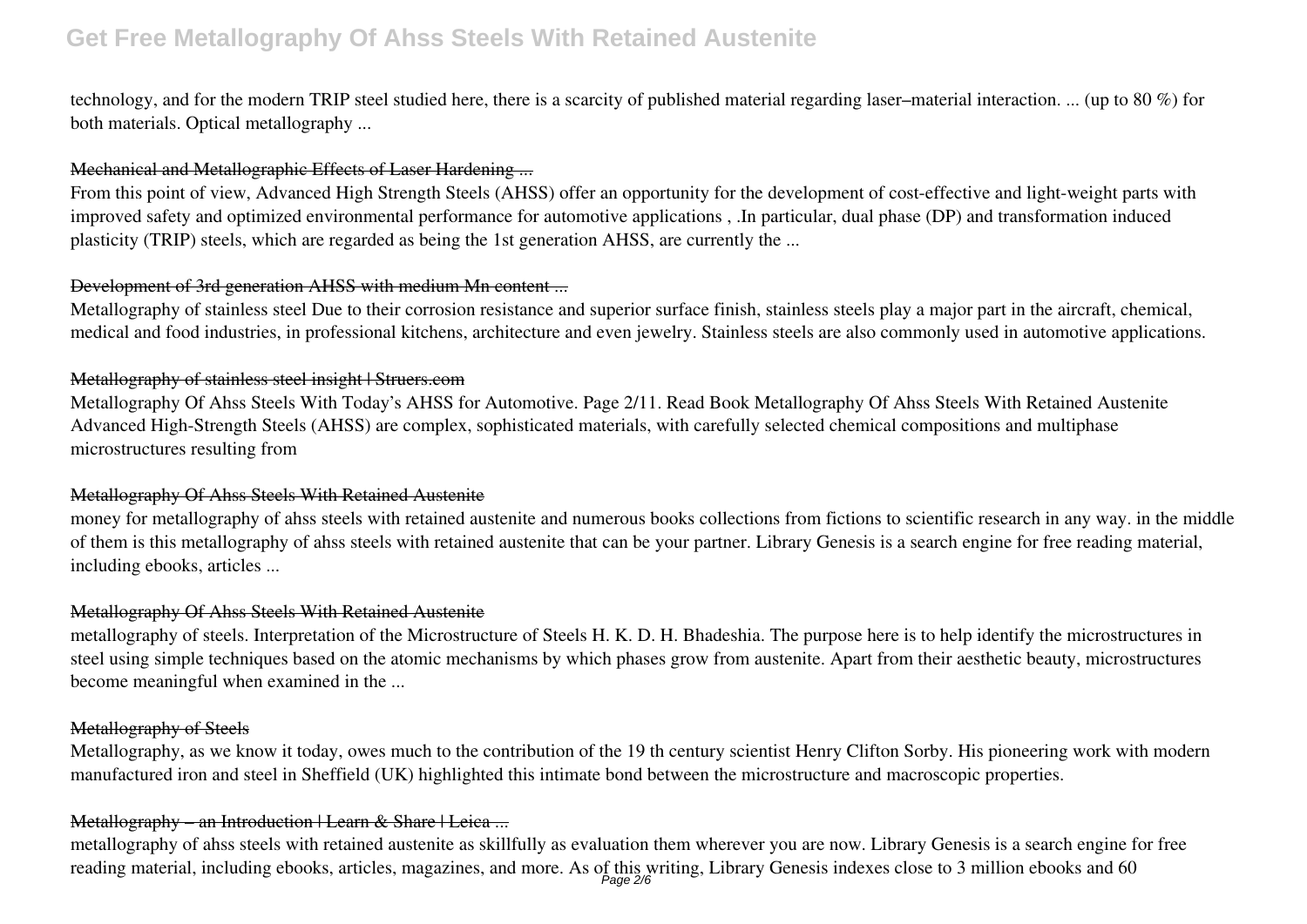technology, and for the modern TRIP steel studied here, there is a scarcity of published material regarding laser–material interaction. ... (up to 80 %) for both materials. Optical metallography ...

### Mechanical and Metallographic Effects of Laser Hardening ...

From this point of view, Advanced High Strength Steels (AHSS) offer an opportunity for the development of cost-effective and light-weight parts with improved safety and optimized environmental performance for automotive applications , .In particular, dual phase (DP) and transformation induced plasticity (TRIP) steels, which are regarded as being the 1st generation AHSS, are currently the ...

### Development of 3rd generation AHSS with medium Mn content ...

Metallography of stainless steel Due to their corrosion resistance and superior surface finish, stainless steels play a major part in the aircraft, chemical, medical and food industries, in professional kitchens, architecture and even jewelry. Stainless steels are also commonly used in automotive applications.

### Metallography of stainless steel insight | Struers.com

Metallography Of Ahss Steels With Today's AHSS for Automotive. Page 2/11. Read Book Metallography Of Ahss Steels With Retained Austenite Advanced High-Strength Steels (AHSS) are complex, sophisticated materials, with carefully selected chemical compositions and multiphase microstructures resulting from

### Metallography Of Ahss Steels With Retained Austenite

money for metallography of ahss steels with retained austenite and numerous books collections from fictions to scientific research in any way. in the middle of them is this metallography of ahss steels with retained austenite that can be your partner. Library Genesis is a search engine for free reading material, including ebooks, articles ...

### Metallography Of Ahss Steels With Retained Austenite

metallography of steels. Interpretation of the Microstructure of Steels H. K. D. H. Bhadeshia. The purpose here is to help identify the microstructures in steel using simple techniques based on the atomic mechanisms by which phases grow from austenite. Apart from their aesthetic beauty, microstructures become meaningful when examined in the ...

### Metallography of Steels

Metallography, as we know it today, owes much to the contribution of the 19 th century scientist Henry Clifton Sorby. His pioneering work with modern manufactured iron and steel in Sheffield (UK) highlighted this intimate bond between the microstructure and macroscopic properties.

### Metallography – an Introduction | Learn & Share | Leica ...

metallography of ahss steels with retained austenite as skillfully as evaluation them wherever you are now. Library Genesis is a search engine for free reading material, including ebooks, articles, magazines, and more. As of this writing, Library Genesis indexes close to 3 million ebooks and 60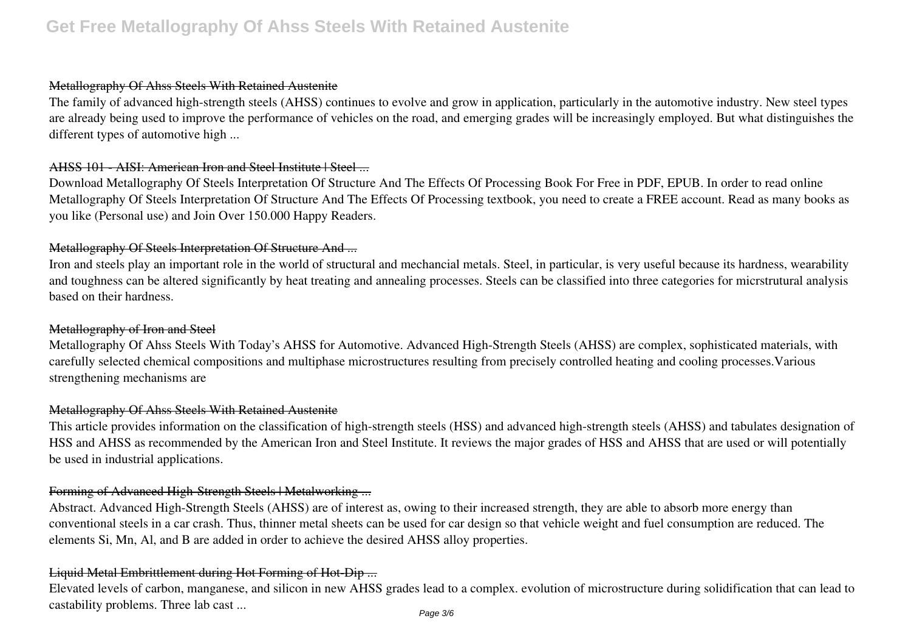### Metallography Of Ahss Steels With Retained Austenite

The family of advanced high-strength steels (AHSS) continues to evolve and grow in application, particularly in the automotive industry. New steel types are already being used to improve the performance of vehicles on the road, and emerging grades will be increasingly employed. But what distinguishes the different types of automotive high ...

### AHSS 101 - AISI: American Iron and Steel Institute | Steel ...

Download Metallography Of Steels Interpretation Of Structure And The Effects Of Processing Book For Free in PDF, EPUB. In order to read online Metallography Of Steels Interpretation Of Structure And The Effects Of Processing textbook, you need to create a FREE account. Read as many books as you like (Personal use) and Join Over 150.000 Happy Readers.

### Metallography Of Steels Interpretation Of Structure And ...

Iron and steels play an important role in the world of structural and mechancial metals. Steel, in particular, is very useful because its hardness, wearability and toughness can be altered significantly by heat treating and annealing processes. Steels can be classified into three categories for micrstrutural analysis based on their hardness.

### Metallography of Iron and Steel

Metallography Of Ahss Steels With Today's AHSS for Automotive. Advanced High-Strength Steels (AHSS) are complex, sophisticated materials, with carefully selected chemical compositions and multiphase microstructures resulting from precisely controlled heating and cooling processes.Various strengthening mechanisms are

### Metallography Of Ahss Steels With Retained Austenite

This article provides information on the classification of high-strength steels (HSS) and advanced high-strength steels (AHSS) and tabulates designation of HSS and AHSS as recommended by the American Iron and Steel Institute. It reviews the major grades of HSS and AHSS that are used or will potentially be used in industrial applications.

### Forming of Advanced High-Strength Steels | Metalworking ...

Abstract. Advanced High-Strength Steels (AHSS) are of interest as, owing to their increased strength, they are able to absorb more energy than conventional steels in a car crash. Thus, thinner metal sheets can be used for car design so that vehicle weight and fuel consumption are reduced. The elements Si, Mn, Al, and B are added in order to achieve the desired AHSS alloy properties.

### Liquid Metal Embrittlement during Hot Forming of Hot-Dip ...

Elevated levels of carbon, manganese, and silicon in new AHSS grades lead to a complex. evolution of microstructure during solidification that can lead to castability problems. Three lab cast ...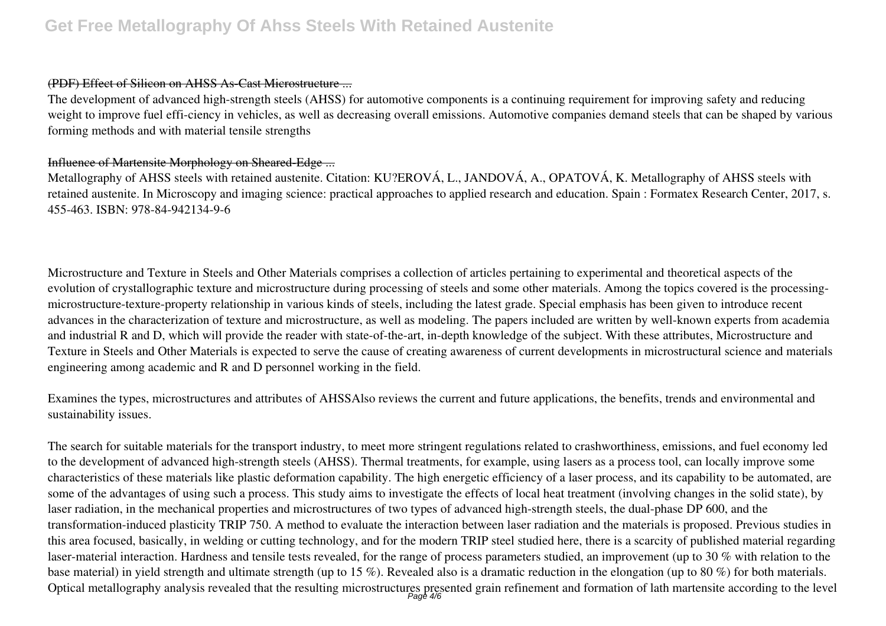#### (PDF) Effect of Silicon on AHSS As-Cast Microstructure ...

The development of advanced high-strength steels (AHSS) for automotive components is a continuing requirement for improving safety and reducing weight to improve fuel effi-ciency in vehicles, as well as decreasing overall emissions. Automotive companies demand steels that can be shaped by various forming methods and with material tensile strengths

#### Influence of Martensite Morphology on Sheared-Edge ...

Metallography of AHSS steels with retained austenite. Citation: KU?EROVÁ, L., JANDOVÁ, A., OPATOVÁ, K. Metallography of AHSS steels with retained austenite. In Microscopy and imaging science: practical approaches to applied research and education. Spain : Formatex Research Center, 2017, s. 455-463. ISBN: 978-84-942134-9-6

Microstructure and Texture in Steels and Other Materials comprises a collection of articles pertaining to experimental and theoretical aspects of the evolution of crystallographic texture and microstructure during processing of steels and some other materials. Among the topics covered is the processing-microstructure-texture-property relationship in various kinds of steels, including the latest grade. Special emphasis has been given to introduce recent advances in the characterization of texture and microstructure, as well as modeling. The papers included are written by well-known experts from academia and industrial R and D, which will provide the reader with state-of-the-art, in-depth knowledge of the subject. With these attributes, Microstructure and Texture in Steels and Other Materials is expected to serve the cause of creating awareness of current developments in microstructural science and materials engineering among academic and R and D personnel working in the field.

Examines the types, microstructures and attributes of AHSSAlso reviews the current and future applications, the benefits, trends and environmental and sustainability issues.

The search for suitable materials for the transport industry, to meet more stringent regulations related to crashworthiness, emissions, and fuel economy led to the development of advanced high-strength steels (AHSS). Thermal treatments, for example, using lasers as a process tool, can locally improve some characteristics of these materials like plastic deformation capability. The high energetic efficiency of a laser process, and its capability to be automated, are some of the advantages of using such a process. This study aims to investigate the effects of local heat treatment (involving changes in the solid state), by laser radiation, in the mechanical properties and microstructures of two types of advanced high-strength steels, the dual-phase DP 600, and the transformation-induced plasticity TRIP 750. A method to evaluate the interaction between laser radiation and the materials is proposed. Previous studies in this area focused, basically, in welding or cutting technology, and for the modern TRIP steel studied here, there is a scarcity of published material regarding laser-material interaction. Hardness and tensile tests revealed, for the range of process parameters studied, an improvement (up to 30 % with relation to the base material) in yield strength and ultimate strength (up to 15 %). Revealed also is a dramatic reduction in the elongation (up to 80 %) for both materials. Optical metallography analysis revealed that the resulting microstructures presented grain refinement and formation of lath martensite according to the level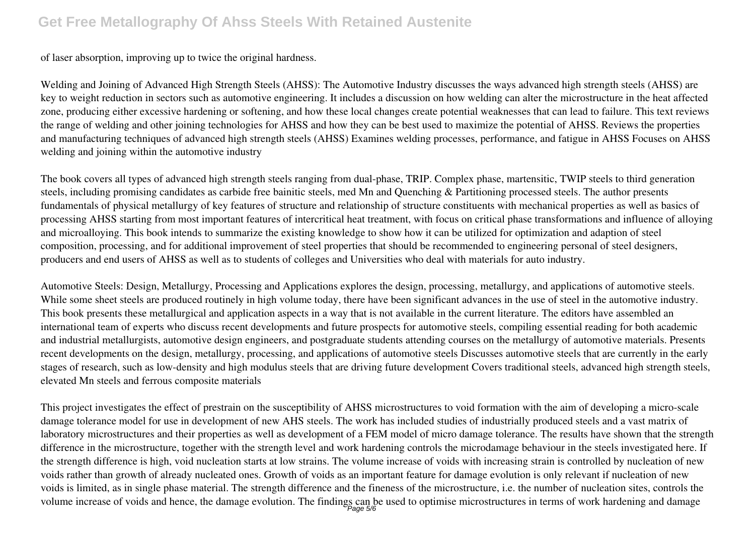of laser absorption, improving up to twice the original hardness.

Welding and Joining of Advanced High Strength Steels (AHSS): The Automotive Industry discusses the ways advanced high strength steels (AHSS) are key to weight reduction in sectors such as automotive engineering. It includes a discussion on how welding can alter the microstructure in the heat affected zone, producing either excessive hardening or softening, and how these local changes create potential weaknesses that can lead to failure. This text reviews the range of welding and other joining technologies for AHSS and how they can be best used to maximize the potential of AHSS. Reviews the properties and manufacturing techniques of advanced high strength steels (AHSS) Examines welding processes, performance, and fatigue in AHSS Focuses on AHSS welding and joining within the automotive industry

The book covers all types of advanced high strength steels ranging from dual-phase, TRIP. Complex phase, martensitic, TWIP steels to third generation steels, including promising candidates as carbide free bainitic steels, med Mn and Quenching & Partitioning processed steels. The author presents fundamentals of physical metallurgy of key features of structure and relationship of structure constituents with mechanical properties as well as basics of processing AHSS starting from most important features of intercritical heat treatment, with focus on critical phase transformations and influence of alloying and microalloying. This book intends to summarize the existing knowledge to show how it can be utilized for optimization and adaption of steel composition, processing, and for additional improvement of steel properties that should be recommended to engineering personal of steel designers, producers and end users of AHSS as well as to students of colleges and Universities who deal with materials for auto industry.

Automotive Steels: Design, Metallurgy, Processing and Applications explores the design, processing, metallurgy, and applications of automotive steels. While some sheet steels are produced routinely in high volume today, there have been significant advances in the use of steel in the automotive industry. This book presents these metallurgical and application aspects in a way that is not available in the current literature. The editors have assembled an international team of experts who discuss recent developments and future prospects for automotive steels, compiling essential reading for both academic and industrial metallurgists, automotive design engineers, and postgraduate students attending courses on the metallurgy of automotive materials. Presents recent developments on the design, metallurgy, processing, and applications of automotive steels Discusses automotive steels that are currently in the early stages of research, such as low-density and high modulus steels that are driving future development Covers traditional steels, advanced high strength steels, elevated Mn steels and ferrous composite materials

This project investigates the effect of prestrain on the susceptibility of AHSS microstructures to void formation with the aim of developing a micro-scale damage tolerance model for use in development of new AHS steels. The work has included studies of industrially produced steels and a vast matrix of laboratory microstructures and their properties as well as development of a FEM model of micro damage tolerance. The results have shown that the strength difference in the microstructure, together with the strength level and work hardening controls the microdamage behaviour in the steels investigated here. If the strength difference is high, void nucleation starts at low strains. The volume increase of voids with increasing strain is controlled by nucleation of new voids rather than growth of already nucleated ones. Growth of voids as an important feature for damage evolution is only relevant if nucleation of new voids is limited, as in single phase material. The strength difference and the fineness of the microstructure, i.e. the number of nucleation sites, controls the volume increase of voids and hence, the damage evolution. The findings can be used to optimise microstructures in terms of work hardening and damage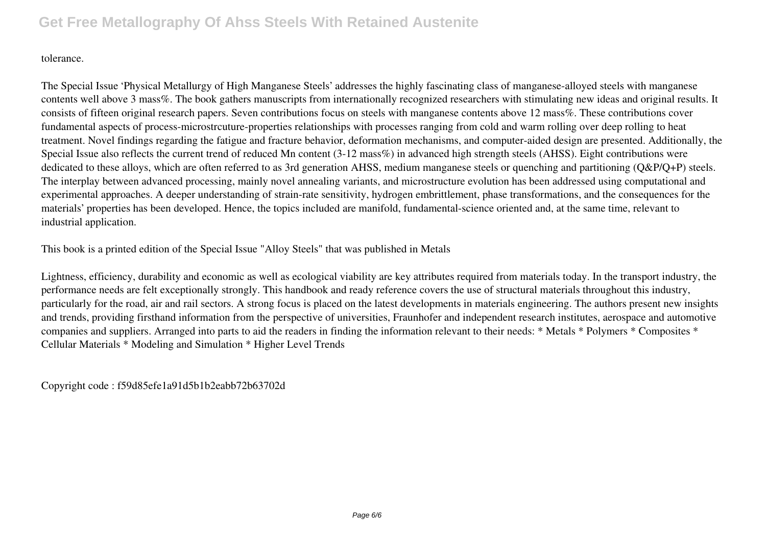tolerance.

The Special Issue ‘Physical Metallurgy of High Manganese Steels’ addresses the highly fascinating class of manganese-alloyed steels with manganese contents well above 3 mass%. The book gathers manuscripts from internationally recognized researchers with stimulating new ideas and original results. It consists of fifteen original research papers. Seven contributions focus on steels with manganese contents above 12 mass%. These contributions cover fundamental aspects of process-microstrcuture-properties relationships with processes ranging from cold and warm rolling over deep rolling to heat treatment. Novel findings regarding the fatigue and fracture behavior, deformation mechanisms, and computer-aided design are presented. Additionally, the Special Issue also reflects the current trend of reduced Mn content (3-12 mass%) in advanced high strength steels (AHSS). Eight contributions were dedicated to these alloys, which are often referred to as 3rd generation AHSS, medium manganese steels or quenching and partitioning (Q&P/Q+P) steels. The interplay between advanced processing, mainly novel annealing variants, and microstructure evolution has been addressed using computational and experimental approaches. A deeper understanding of strain-rate sensitivity, hydrogen embrittlement, phase transformations, and the consequences for the materials’ properties has been developed. Hence, the topics included are manifold, fundamental-science oriented and, at the same time, relevant to industrial application.

This book is a printed edition of the Special Issue "Alloy Steels" that was published in Metals

Lightness, efficiency, durability and economic as well as ecological viability are key attributes required from materials today. In the transport industry, the performance needs are felt exceptionally strongly. This handbook and ready reference covers the use of structural materials throughout this industry, particularly for the road, air and rail sectors. A strong focus is placed on the latest developments in materials engineering. The authors present new insights and trends, providing firsthand information from the perspective of universities, Fraunhofer and independent research institutes, aerospace and automotive companies and suppliers. Arranged into parts to aid the readers in finding the information relevant to their needs: * Metals * Polymers * Composites * Cellular Materials * Modeling and Simulation * Higher Level Trends

Copyright code : f59d85efe1a91d5b1b2eabb72b63702d